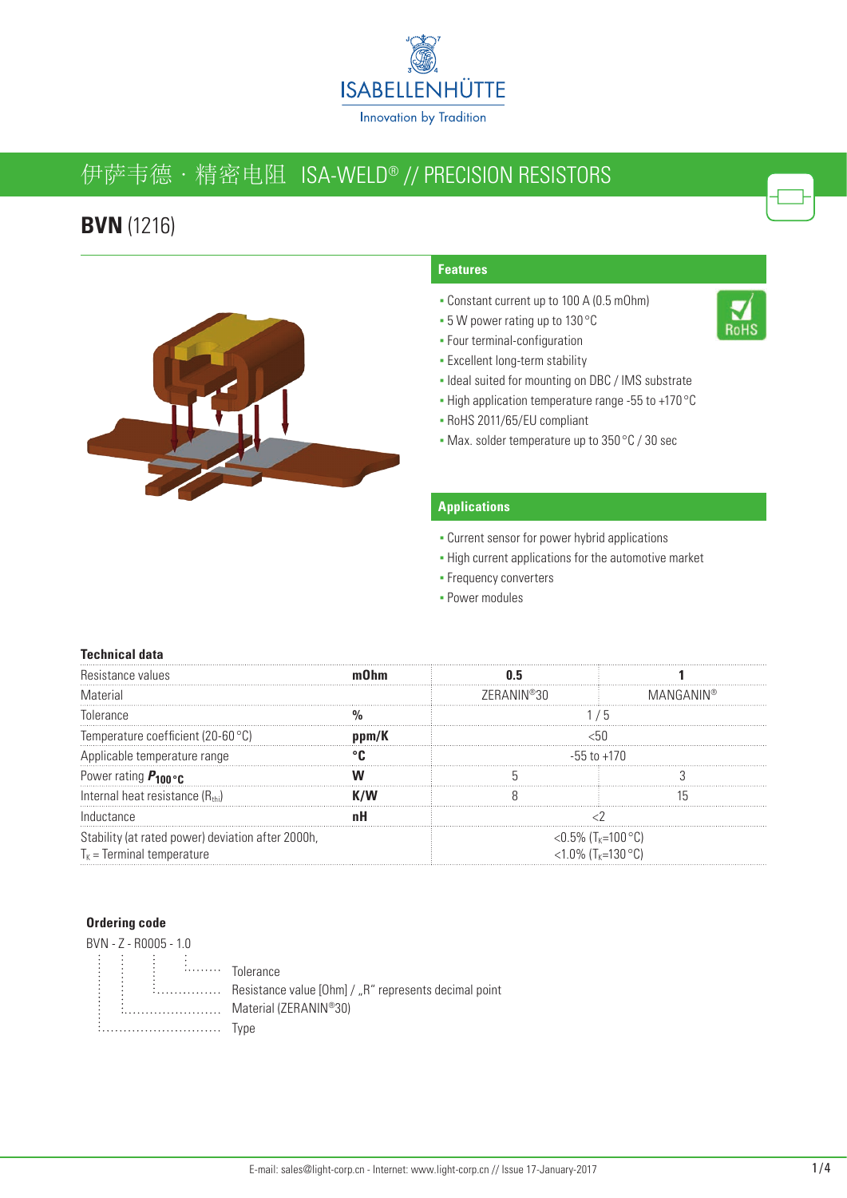ISABELLENHÜTTE

Innovation by Tradition

# 伊萨韦德 · 精密电阻 ISA-WELD® // PRECISION RESISTORS

## BVN (1216)

### Features

- Constant current up to 100 A (0.5 mOhm)
- 5 W power rating up to 130 °C
- Four terminal-configuration
- Excellent long-term stability
- Ideal suited for mounting on DBC / IMS substrate
- High application temperature range -55 to +170 °C
- RoHS 2011/65/EU compliant
- Max. solder temperature up to 350 °C / 30 sec

### Applications

- Current sensor for power hybrid applications
- High current applications for the automotive market
- Frequency converters
- Power modules

### Technical data

| Resistance values | mOhm | 0.5 | 1 |
|---|---|---|---|
| Material | | ZERANIN®30 | MANGANIN® |
| Tolerance | % | 1 / 5 | |
| Temperature coefficient (20-60 °C) | ppm/K | <50 | |
| Applicable temperature range | °C | -55 to +170 | |
| Power rating $P_{100\,°C}$ | W | 5 | 3 |
| Internal heat resistance ($R_{thi}$) | K/W | 8 | 15 |
| Inductance | nH | <2 | |
| Stability (at rated power) deviation after 2000h, $T_K$ = Terminal temperature | | <0.5% ($T_K$=100 °C)<br><1.0% ($T_K$=130 °C) | |

### Ordering code

BVN - Z - R0005 - 1.0

- 1.0 … Tolerance
- R0005 … Resistance value [Ohm] / „R" represents decimal point
- Z … Material (ZERANIN®30)
- BVN … Type

E-mail: sales@light-corp.cn - Internet: www.light-corp.cn // Issue 17-January-2017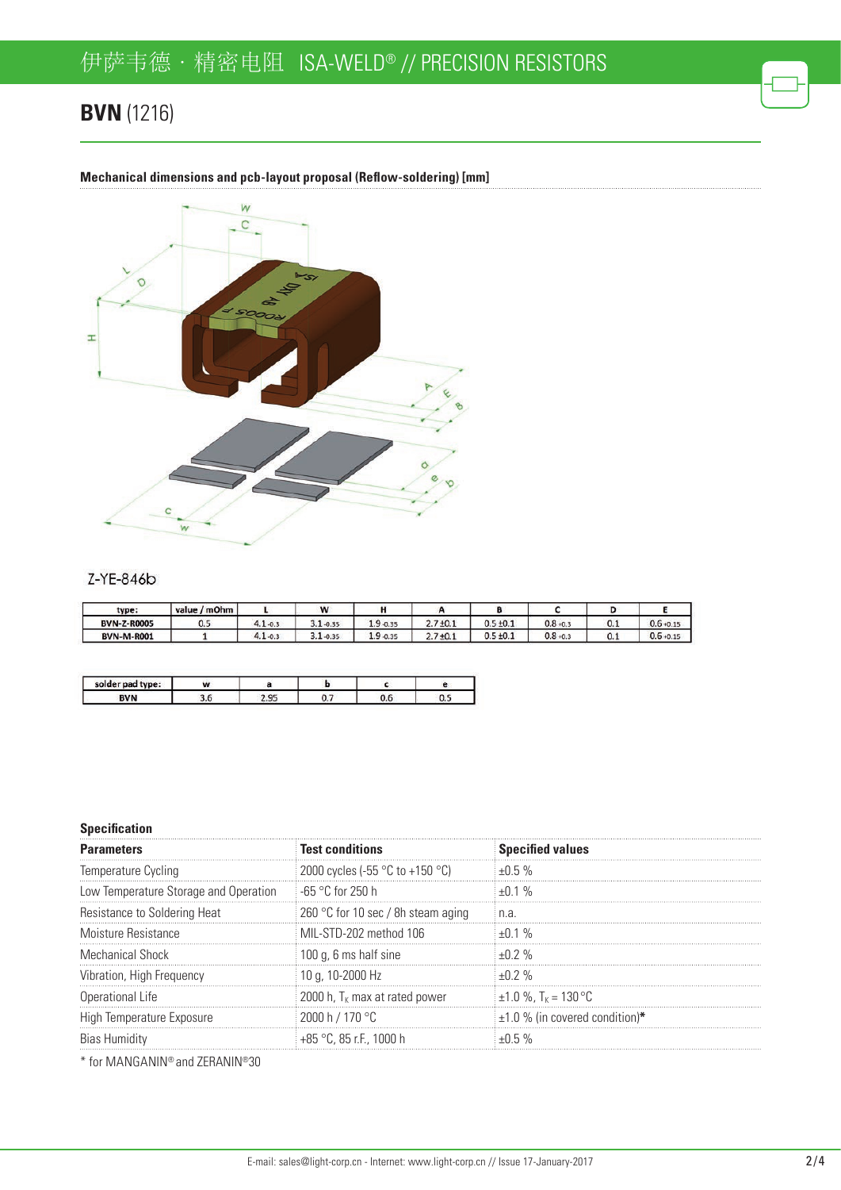## BVN (1216)

**Mechanical dimensions and pcb-layout proposal (Reflow-soldering) [mm]**

Z-YE-846b

| type: | value / mOhm | L | W | H | A | B | C | D | E |
|---|---|---|---|---|---|---|---|---|---|
| BVN-Z-R0005 | 0.5 | 4.1 -0.3 | 3.1 -0.35 | 1.9 -0.35 | 2.7 ±0.1 | 0.5 ±0.1 | 0.8 +0.3 | 0.1 | 0.6 +0.15 |
| BVN-M-R001 | 1 | 4.1 -0.3 | 3.1 -0.35 | 1.9 -0.35 | 2.7 ±0.1 | 0.5 ±0.1 | 0.8 +0.3 | 0.1 | 0.6 +0.15 |

| solder pad type: | w | a | b | c | e |
|---|---|---|---|---|---|
| BVN | 3.6 | 2.95 | 0.7 | 0.6 | 0.5 |

**Specification**

| Parameters | Test conditions | Specified values |
|---|---|---|
| Temperature Cycling | 2000 cycles (-55 °C to +150 °C) | ±0.5 % |
| Low Temperature Storage and Operation | -65 °C for 250 h | ±0.1 % |
| Resistance to Soldering Heat | 260 °C for 10 sec / 8h steam aging | n.a. |
| Moisture Resistance | MIL-STD-202 method 106 | ±0.1 % |
| Mechanical Shock | 100 g, 6 ms half sine | ±0.2 % |
| Vibration, High Frequency | 10 g, 10-2000 Hz | ±0.2 % |
| Operational Life | 2000 h, $T_K$ max at rated power | ±1.0 %, $T_K$ = 130 °C |
| High Temperature Exposure | 2000 h / 170 °C | ±1.0 % (in covered condition)* |
| Bias Humidity | +85 °C, 85 r.F., 1000 h | ±0.5 % |

* for MANGANIN® and ZERANIN®30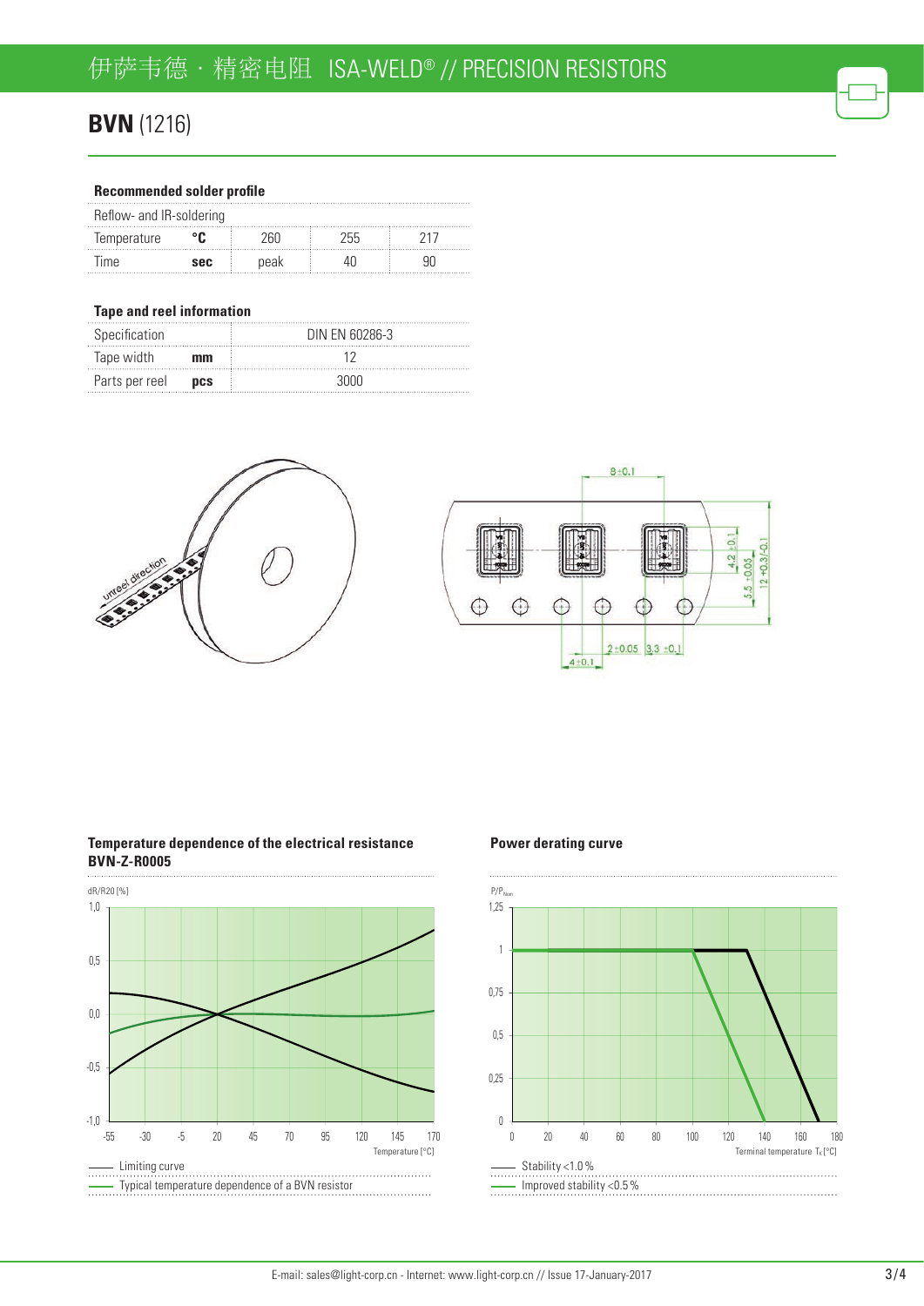# BVN (1216)

### Recommended solder profile

| Reflow- and IR-soldering | | | | |
|---|---|---|---|---|
| Temperature | °C | 260 | 255 | 217 |
| Time | sec | peak | 40 | 90 |

### Tape and reel information

| Specification | | DIN EN 60286-3 |
|---|---|---|
| Tape width | mm | 12 |
| Parts per reel | pcs | 3000 |

unreel direction

8 ±0.1

4,2 ±0.1

5,5 ±0.05

12 +0.3/-0.1

2 ±0.05

3,3 ±0.1

4 ±0.1

### Temperature dependence of the electrical resistance BVN-Z-R0005

dR/R20 [%]

Temperature [°C]

—— Limiting curve

—— Typical temperature dependence of a BVN resistor

### Power derating curve

$P/P_{Nom}$

Terminal temperature $T_K$ [°C]

—— Stability <1.0 %

—— Improved stability <0.5 %

E-mail: sales@light-corp.cn - Internet: www.light-corp.cn // Issue 17-January-2017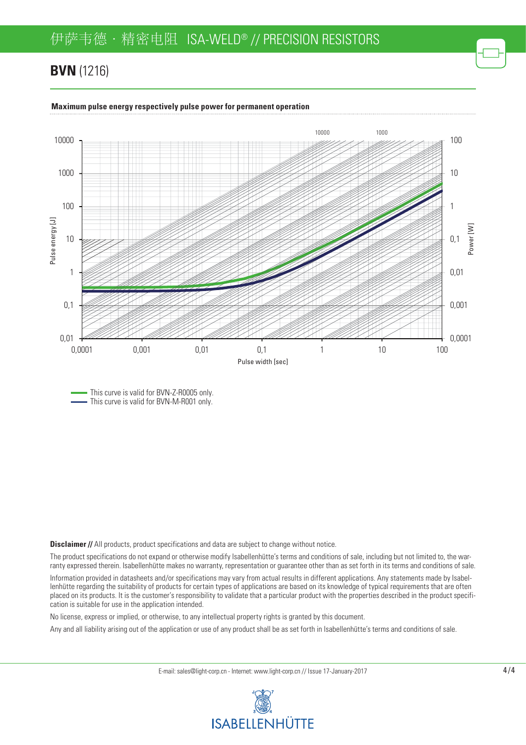# BVN (1216)

**Maximum pulse energy respectively pulse power for permanent operation**

10000
1000
100
10
1
0,1
0,01

Pulse energy [J]

10000
1000

100
10
1
0,1
0,01
0,001
0,0001

Power [W]

0,0001
0,001
0,01
0,1
1
10
100

Pulse width [sec]

This curve is valid for BVN-Z-R0005 only.
This curve is valid for BVN-M-R001 only.

**Disclaimer //** All products, product specifications and data are subject to change without notice.

The product specifications do not expand or otherwise modify Isabellenhütte's terms and conditions of sale, including but not limited to, the warranty expressed therein. Isabellenhütte makes no warranty, representation or guarantee other than as set forth in its terms and conditions of sale.

Information provided in datasheets and/or specifications may vary from actual results in different applications. Any statements made by Isabellenhütte regarding the suitability of products for certain types of applications are based on its knowledge of typical requirements that are often placed on its products. It is the customer's responsibility to validate that a particular product with the properties described in the product specification is suitable for use in the application intended.

No license, express or implied, or otherwise, to any intellectual property rights is granted by this document.

Any and all liability arising out of the application or use of any product shall be as set forth in Isabellenhütte's terms and conditions of sale.

E-mail: sales@light-corp.cn - Internet: www.light-corp.cn // Issue 17-January-2017